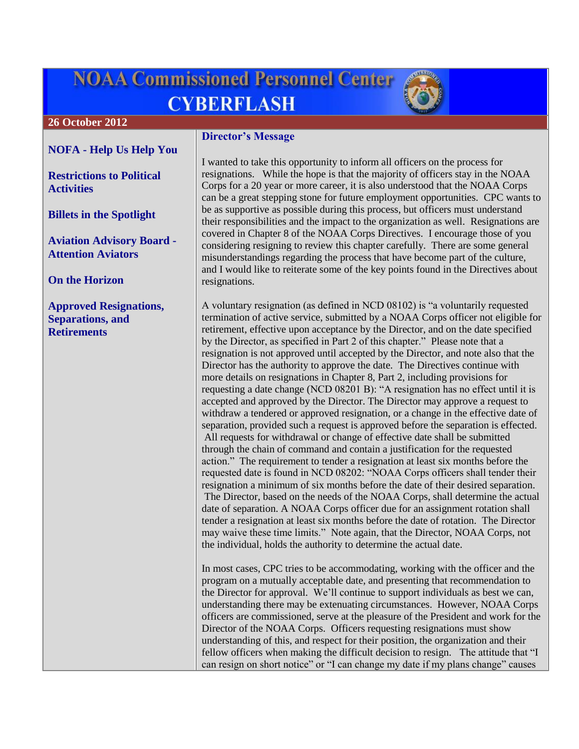# NOAA Commissioned Personnel Center CYBERFLASH

**26 October 2012**

**NOFA - Help Us Help You**

**Restrictions to Political Activities**

**Billets in the Spotlight**

**Aviation Advisory Board - Attention Aviators**

**On the Horizon**

**Approved Resignations, Separations, and Retirements**

## Director's Message

I wanted to take this opportunity to inform all officers on the process for resignations. While the hope is that the majority of officers stay in the NOAA Corps for a 20 year or more career, it is also understood that the NOAA Corps can be a great stepping stone for future employment opportunities. CPC wants to be as supportive as possible during this process, but officers must understand their responsibilities and the impact to the organization as well. Resignations are covered in Chapter 8 of the NOAA Corps Directives. I encourage those of you considering resigning to review this chapter carefully. There are some general misunderstandings regarding the process that have become part of the culture, and I would like to reiterate some of the key points found in the Directives about resignations.

A voluntary resignation (as defined in NCD 08102) is "a voluntarily requested termination of active service, submitted by a NOAA Corps officer not eligible for retirement, effective upon acceptance by the Director, and on the date specified by the Director, as specified in Part 2 of this chapter." Please note that a resignation is not approved until accepted by the Director, and note also that the Director has the authority to approve the date. The Directives continue with more details on resignations in Chapter 8, Part 2, including provisions for requesting a date change (NCD 08201 B): "A resignation has no effect until it is accepted and approved by the Director. The Director may approve a request to withdraw a tendered or approved resignation, or a change in the effective date of separation, provided such a request is approved before the separation is effected. All requests for withdrawal or change of effective date shall be submitted through the chain of command and contain a justification for the requested action." The requirement to tender a resignation at least six months before the requested date is found in NCD 08202: "NOAA Corps officers shall tender their resignation a minimum of six months before the date of their desired separation. The Director, based on the needs of the NOAA Corps, shall determine the actual date of separation. A NOAA Corps officer due for an assignment rotation shall tender a resignation at least six months before the date of rotation. The Director may waive these time limits." Note again, that the Director, NOAA Corps, not the individual, holds the authority to determine the actual date.

In most cases, CPC tries to be accommodating, working with the officer and the program on a mutually acceptable date, and presenting that recommendation to the Director for approval. We'll continue to support individuals as best we can, understanding there may be extenuating circumstances. However, NOAA Corps officers are commissioned, serve at the pleasure of the President and work for the Director of the NOAA Corps. Officers requesting resignations must show understanding of this, and respect for their position, the organization and their fellow officers when making the difficult decision to resign. The attitude that "I can resign on short notice" or "I can change my date if my plans change" causes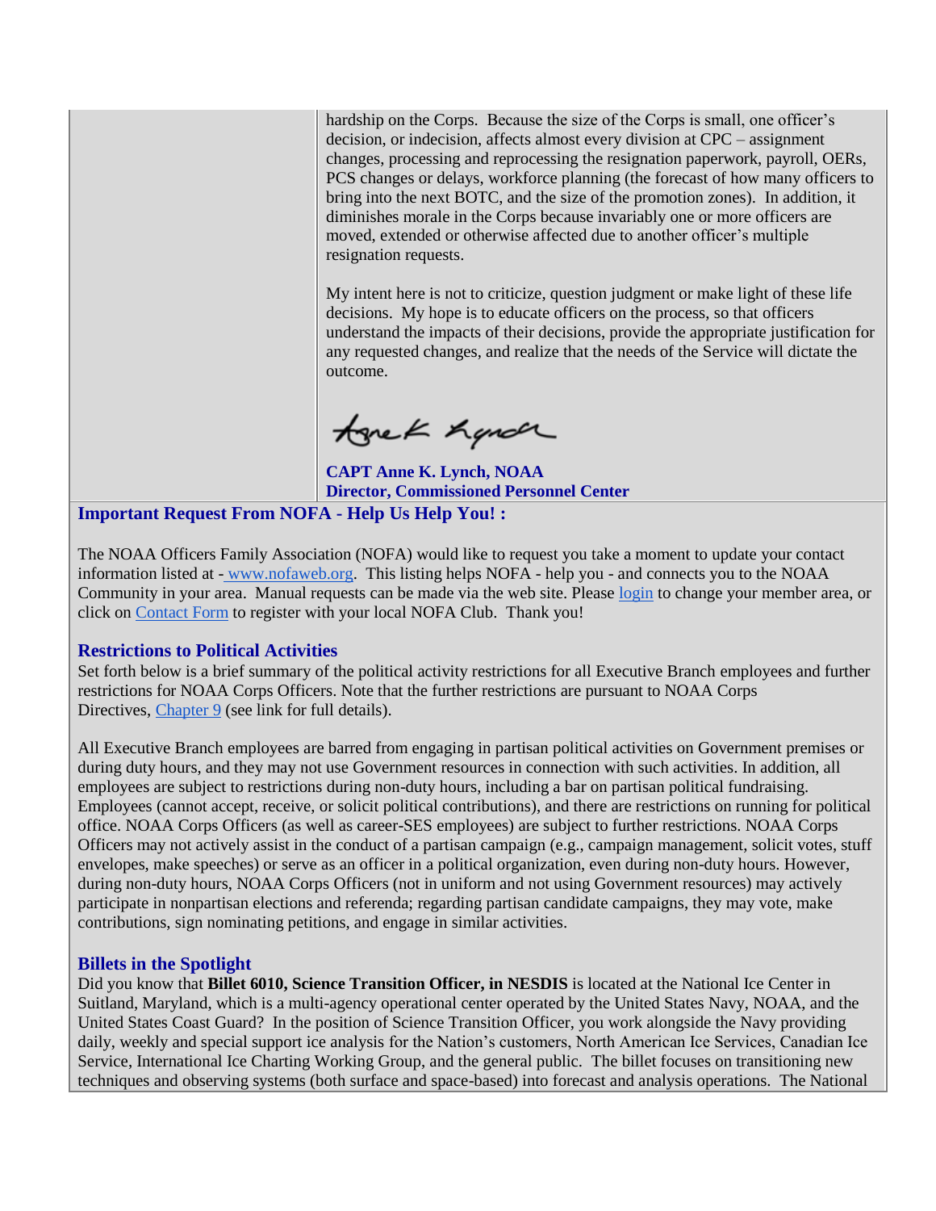hardship on the Corps. Because the size of the Corps is small, one officer's decision, or indecision, affects almost every division at CPC – assignment changes, processing and reprocessing the resignation paperwork, payroll, OERs, PCS changes or delays, workforce planning (the forecast of how many officers to bring into the next BOTC, and the size of the promotion zones). In addition, it diminishes morale in the Corps because invariably one or more officers are moved, extended or otherwise affected due to another officer's multiple resignation requests.

My intent here is not to criticize, question judgment or make light of these life decisions. My hope is to educate officers on the process, so that officers understand the impacts of their decisions, provide the appropriate justification for any requested changes, and realize that the needs of the Service will dictate the outcome.

Anne K. Lynch

**CAPT Anne K. Lynch, NOAA**
**Director, Commissioned Personnel Center**

## Important Request From NOFA - Help Us Help You! :

The NOAA Officers Family Association (NOFA) would like to request you take a moment to update your contact information listed at - www.nofaweb.org. This listing helps NOFA - help you - and connects you to the NOAA Community in your area. Manual requests can be made via the web site. Please login to change your member area, or click on Contact Form to register with your local NOFA Club. Thank you!

## Restrictions to Political Activities

Set forth below is a brief summary of the political activity restrictions for all Executive Branch employees and further restrictions for NOAA Corps Officers. Note that the further restrictions are pursuant to NOAA Corps Directives, Chapter 9 (see link for full details).

All Executive Branch employees are barred from engaging in partisan political activities on Government premises or during duty hours, and they may not use Government resources in connection with such activities. In addition, all employees are subject to restrictions during non-duty hours, including a bar on partisan political fundraising. Employees (cannot accept, receive, or solicit political contributions), and there are restrictions on running for political office. NOAA Corps Officers (as well as career-SES employees) are subject to further restrictions. NOAA Corps Officers may not actively assist in the conduct of a partisan campaign (e.g., campaign management, solicit votes, stuff envelopes, make speeches) or serve as an officer in a political organization, even during non-duty hours. However, during non-duty hours, NOAA Corps Officers (not in uniform and not using Government resources) may actively participate in nonpartisan elections and referenda; regarding partisan candidate campaigns, they may vote, make contributions, sign nominating petitions, and engage in similar activities.

## Billets in the Spotlight

Did you know that **Billet 6010, Science Transition Officer, in NESDIS** is located at the National Ice Center in Suitland, Maryland, which is a multi-agency operational center operated by the United States Navy, NOAA, and the United States Coast Guard? In the position of Science Transition Officer, you work alongside the Navy providing daily, weekly and special support ice analysis for the Nation's customers, North American Ice Services, Canadian Ice Service, International Ice Charting Working Group, and the general public. The billet focuses on transitioning new techniques and observing systems (both surface and space-based) into forecast and analysis operations. The National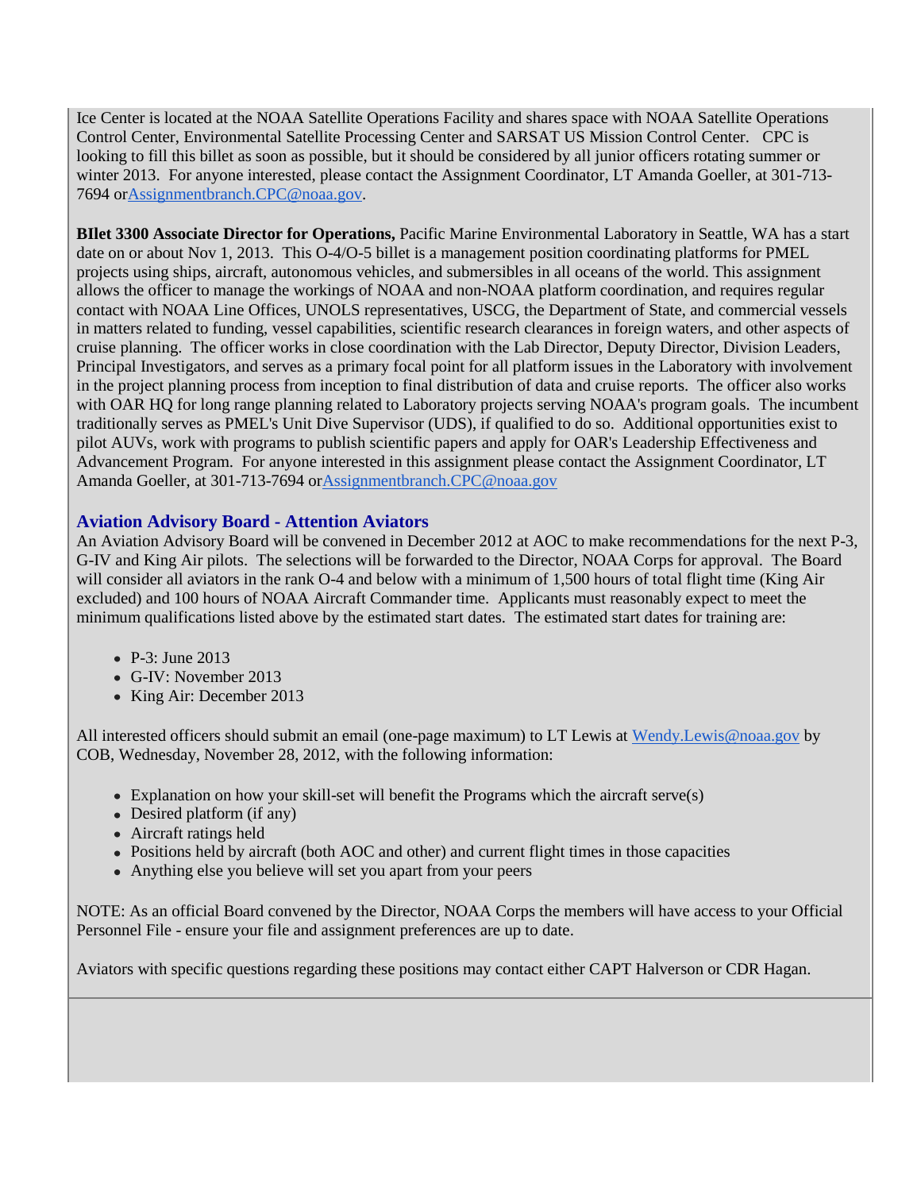Ice Center is located at the NOAA Satellite Operations Facility and shares space with NOAA Satellite Operations Control Center, Environmental Satellite Processing Center and SARSAT US Mission Control Center. CPC is looking to fill this billet as soon as possible, but it should be considered by all junior officers rotating summer or winter 2013. For anyone interested, please contact the Assignment Coordinator, LT Amanda Goeller, at 301-713-7694 orAssignmentbranch.CPC@noaa.gov.

**BIlet 3300 Associate Director for Operations,** Pacific Marine Environmental Laboratory in Seattle, WA has a start date on or about Nov 1, 2013. This O-4/O-5 billet is a management position coordinating platforms for PMEL projects using ships, aircraft, autonomous vehicles, and submersibles in all oceans of the world. This assignment allows the officer to manage the workings of NOAA and non-NOAA platform coordination, and requires regular contact with NOAA Line Offices, UNOLS representatives, USCG, the Department of State, and commercial vessels in matters related to funding, vessel capabilities, scientific research clearances in foreign waters, and other aspects of cruise planning. The officer works in close coordination with the Lab Director, Deputy Director, Division Leaders, Principal Investigators, and serves as a primary focal point for all platform issues in the Laboratory with involvement in the project planning process from inception to final distribution of data and cruise reports. The officer also works with OAR HQ for long range planning related to Laboratory projects serving NOAA's program goals. The incumbent traditionally serves as PMEL's Unit Dive Supervisor (UDS), if qualified to do so. Additional opportunities exist to pilot AUVs, work with programs to publish scientific papers and apply for OAR's Leadership Effectiveness and Advancement Program. For anyone interested in this assignment please contact the Assignment Coordinator, LT Amanda Goeller, at 301-713-7694 orAssignmentbranch.CPC@noaa.gov

### Aviation Advisory Board - Attention Aviators

An Aviation Advisory Board will be convened in December 2012 at AOC to make recommendations for the next P-3, G-IV and King Air pilots. The selections will be forwarded to the Director, NOAA Corps for approval. The Board will consider all aviators in the rank O-4 and below with a minimum of 1,500 hours of total flight time (King Air excluded) and 100 hours of NOAA Aircraft Commander time. Applicants must reasonably expect to meet the minimum qualifications listed above by the estimated start dates. The estimated start dates for training are:

- P-3: June 2013
- G-IV: November 2013
- King Air: December 2013

All interested officers should submit an email (one-page maximum) to LT Lewis at Wendy.Lewis@noaa.gov by COB, Wednesday, November 28, 2012, with the following information:

- Explanation on how your skill-set will benefit the Programs which the aircraft serve(s)
- Desired platform (if any)
- Aircraft ratings held
- Positions held by aircraft (both AOC and other) and current flight times in those capacities
- Anything else you believe will set you apart from your peers

NOTE: As an official Board convened by the Director, NOAA Corps the members will have access to your Official Personnel File - ensure your file and assignment preferences are up to date.

Aviators with specific questions regarding these positions may contact either CAPT Halverson or CDR Hagan.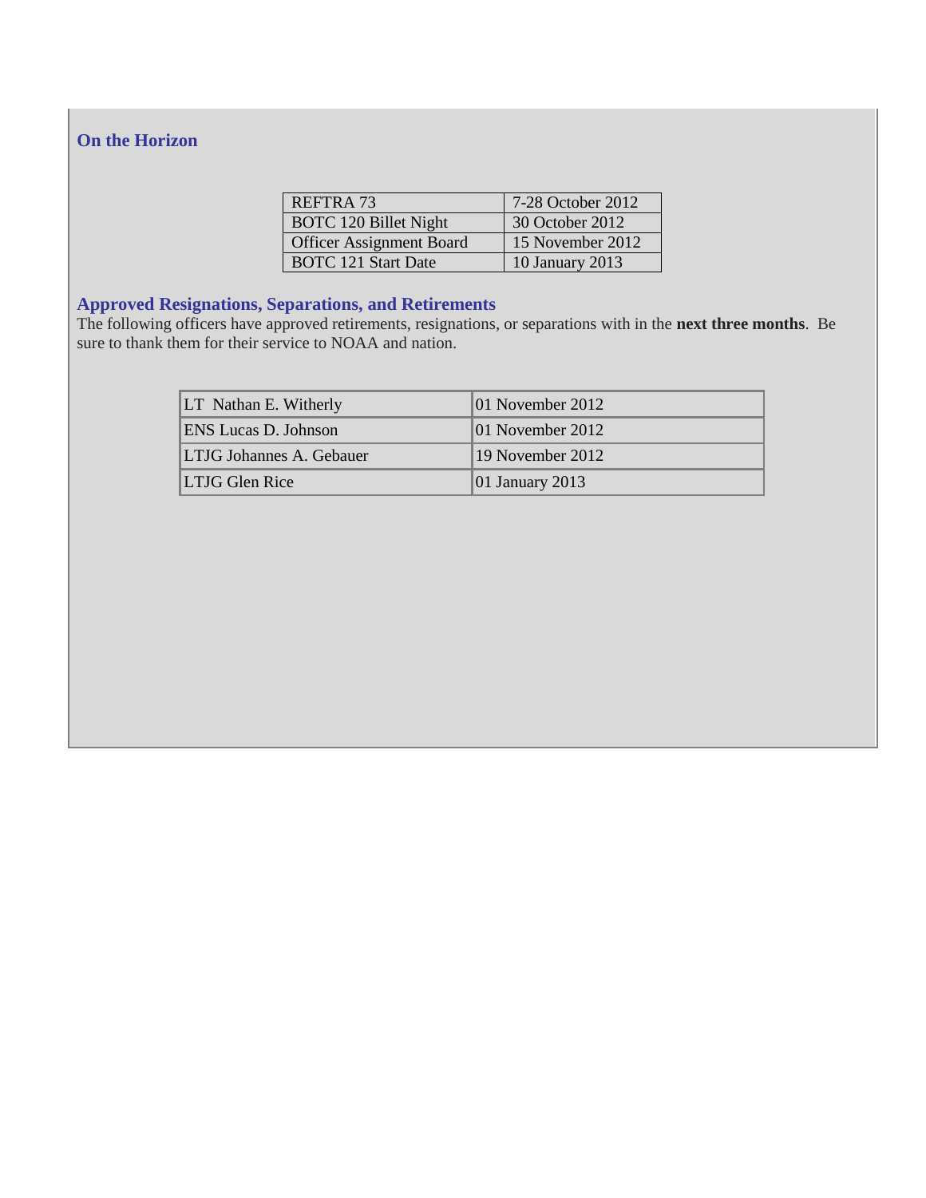### On the Horizon

| | |
|---|---|
| REFTRA 73 | 7-28 October 2012 |
| BOTC 120 Billet Night | 30 October 2012 |
| Officer Assignment Board | 15 November 2012 |
| BOTC 121 Start Date | 10 January 2013 |

### Approved Resignations, Separations, and Retirements

The following officers have approved retirements, resignations, or separations with in the **next three months**. Be sure to thank them for their service to NOAA and nation.

| | |
|---|---|
| LT Nathan E. Witherly | 01 November 2012 |
| ENS Lucas D. Johnson | 01 November 2012 |
| LTJG Johannes A. Gebauer | 19 November 2012 |
| LTJG Glen Rice | 01 January 2013 |